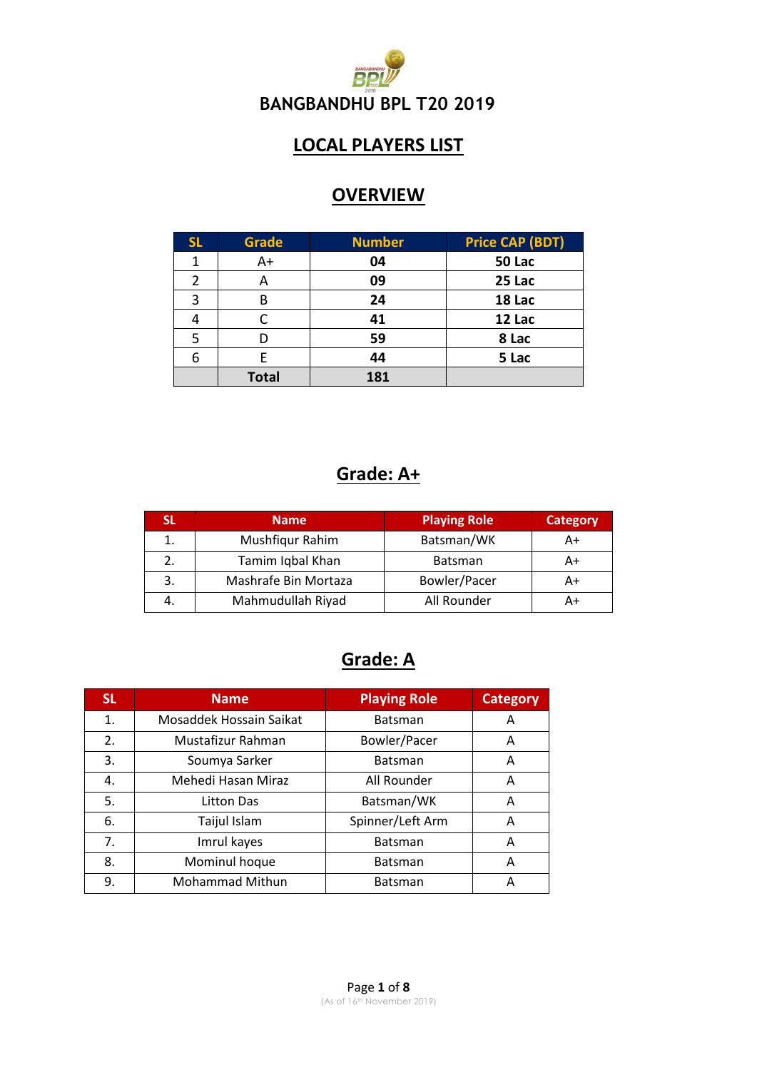# BANGBANDHU BPL T20 2019

## LOCAL PLAYERS LIST

## OVERVIEW

| SL | Grade | Number | Price CAP (BDT) |
|---|---|---|---|
| 1 | A+ | **04** | **50 Lac** |
| 2 | A | **09** | **25 Lac** |
| 3 | B | **24** | **18 Lac** |
| 4 | C | **41** | **12 Lac** |
| 5 | D | **59** | **8 Lac** |
| 6 | E | **44** | **5 Lac** |
| | **Total** | **181** | |

## Grade: A+

| SL | Name | Playing Role | Category |
|---|---|---|---|
| 1. | Mushfiqur Rahim | Batsman/WK | A+ |
| 2. | Tamim Iqbal Khan | Batsman | A+ |
| 3. | Mashrafe Bin Mortaza | Bowler/Pacer | A+ |
| 4. | Mahmudullah Riyad | All Rounder | A+ |

## Grade: A

| SL | Name | Playing Role | Category |
|---|---|---|---|
| 1. | Mosaddek Hossain Saikat | Batsman | A |
| 2. | Mustafizur Rahman | Bowler/Pacer | A |
| 3. | Soumya Sarker | Batsman | A |
| 4. | Mehedi Hasan Miraz | All Rounder | A |
| 5. | Litton Das | Batsman/WK | A |
| 6. | Taijul Islam | Spinner/Left Arm | A |
| 7. | Imrul kayes | Batsman | A |
| 8. | Mominul hoque | Batsman | A |
| 9. | Mohammad Mithun | Batsman | A |

(As of 16th November 2019)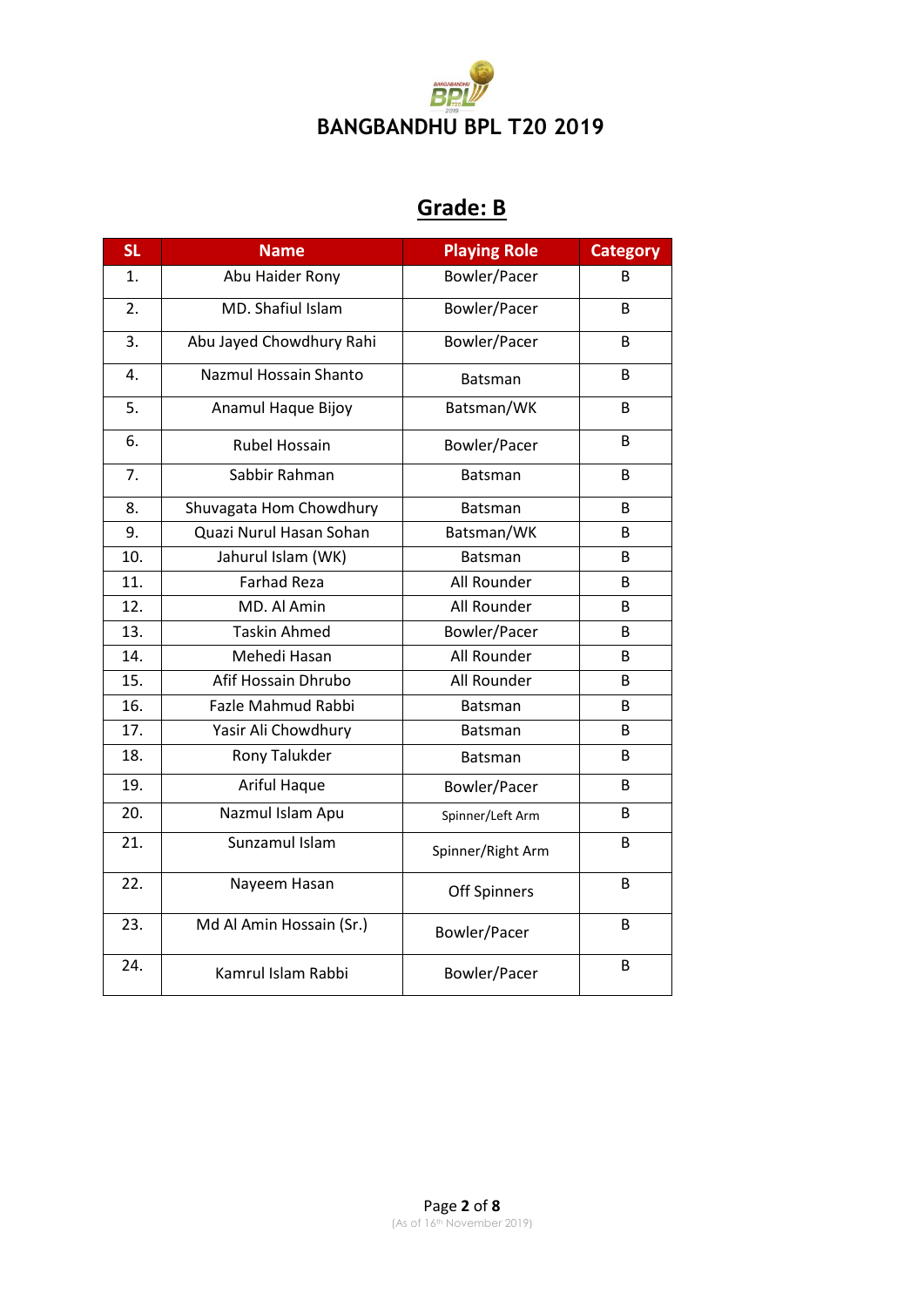# BANGBANDHU BPL T20 2019

## Grade: B

| SL | Name | Playing Role | Category |
|---|---|---|---|
| 1. | Abu Haider Rony | Bowler/Pacer | B |
| 2. | MD. Shafiul Islam | Bowler/Pacer | B |
| 3. | Abu Jayed Chowdhury Rahi | Bowler/Pacer | B |
| 4. | Nazmul Hossain Shanto | Batsman | B |
| 5. | Anamul Haque Bijoy | Batsman/WK | B |
| 6. | Rubel Hossain | Bowler/Pacer | B |
| 7. | Sabbir Rahman | Batsman | B |
| 8. | Shuvagata Hom Chowdhury | Batsman | B |
| 9. | Quazi Nurul Hasan Sohan | Batsman/WK | B |
| 10. | Jahurul Islam (WK) | Batsman | B |
| 11. | Farhad Reza | All Rounder | B |
| 12. | MD. Al Amin | All Rounder | B |
| 13. | Taskin Ahmed | Bowler/Pacer | B |
| 14. | Mehedi Hasan | All Rounder | B |
| 15. | Afif Hossain Dhrubo | All Rounder | B |
| 16. | Fazle Mahmud Rabbi | Batsman | B |
| 17. | Yasir Ali Chowdhury | Batsman | B |
| 18. | Rony Talukder | Batsman | B |
| 19. | Ariful Haque | Bowler/Pacer | B |
| 20. | Nazmul Islam Apu | Spinner/Left Arm | B |
| 21. | Sunzamul Islam | Spinner/Right Arm | B |
| 22. | Nayeem Hasan | Off Spinners | B |
| 23. | Md Al Amin Hossain (Sr.) | Bowler/Pacer | B |
| 24. | Kamrul Islam Rabbi | Bowler/Pacer | B |

(As of 16th November 2019)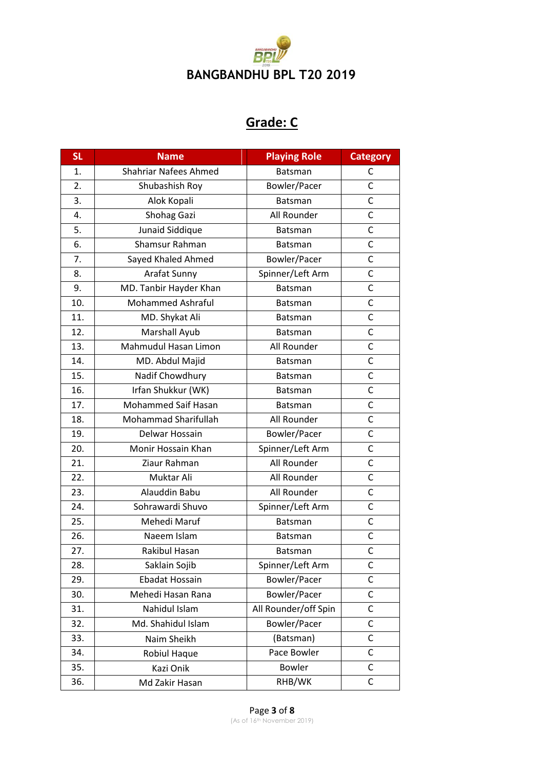# BANGBANDHU BPL T20 2019

## Grade: C

| SL | Name | Playing Role | Category |
|---|---|---|---|
| 1. | Shahriar Nafees Ahmed | Batsman | C |
| 2. | Shubashish Roy | Bowler/Pacer | C |
| 3. | Alok Kopali | Batsman | C |
| 4. | Shohag Gazi | All Rounder | C |
| 5. | Junaid Siddique | Batsman | C |
| 6. | Shamsur Rahman | Batsman | C |
| 7. | Sayed Khaled Ahmed | Bowler/Pacer | C |
| 8. | Arafat Sunny | Spinner/Left Arm | C |
| 9. | MD. Tanbir Hayder Khan | Batsman | C |
| 10. | Mohammed Ashraful | Batsman | C |
| 11. | MD. Shykat Ali | Batsman | C |
| 12. | Marshall Ayub | Batsman | C |
| 13. | Mahmudul Hasan Limon | All Rounder | C |
| 14. | MD. Abdul Majid | Batsman | C |
| 15. | Nadif Chowdhury | Batsman | C |
| 16. | Irfan Shukkur (WK) | Batsman | C |
| 17. | Mohammed Saif Hasan | Batsman | C |
| 18. | Mohammad Sharifullah | All Rounder | C |
| 19. | Delwar Hossain | Bowler/Pacer | C |
| 20. | Monir Hossain Khan | Spinner/Left Arm | C |
| 21. | Ziaur Rahman | All Rounder | C |
| 22. | Muktar Ali | All Rounder | C |
| 23. | Alauddin Babu | All Rounder | C |
| 24. | Sohrawardi Shuvo | Spinner/Left Arm | C |
| 25. | Mehedi Maruf | Batsman | C |
| 26. | Naeem Islam | Batsman | C |
| 27. | Rakibul Hasan | Batsman | C |
| 28. | Saklain Sojib | Spinner/Left Arm | C |
| 29. | Ebadat Hossain | Bowler/Pacer | C |
| 30. | Mehedi Hasan Rana | Bowler/Pacer | C |
| 31. | Nahidul Islam | All Rounder/off Spin | C |
| 32. | Md. Shahidul Islam | Bowler/Pacer | C |
| 33. | Naim Sheikh | (Batsman) | C |
| 34. | Robiul Haque | Pace Bowler | C |
| 35. | Kazi Onik | Bowler | C |
| 36. | Md Zakir Hasan | RHB/WK | C |

(As of 16th November 2019)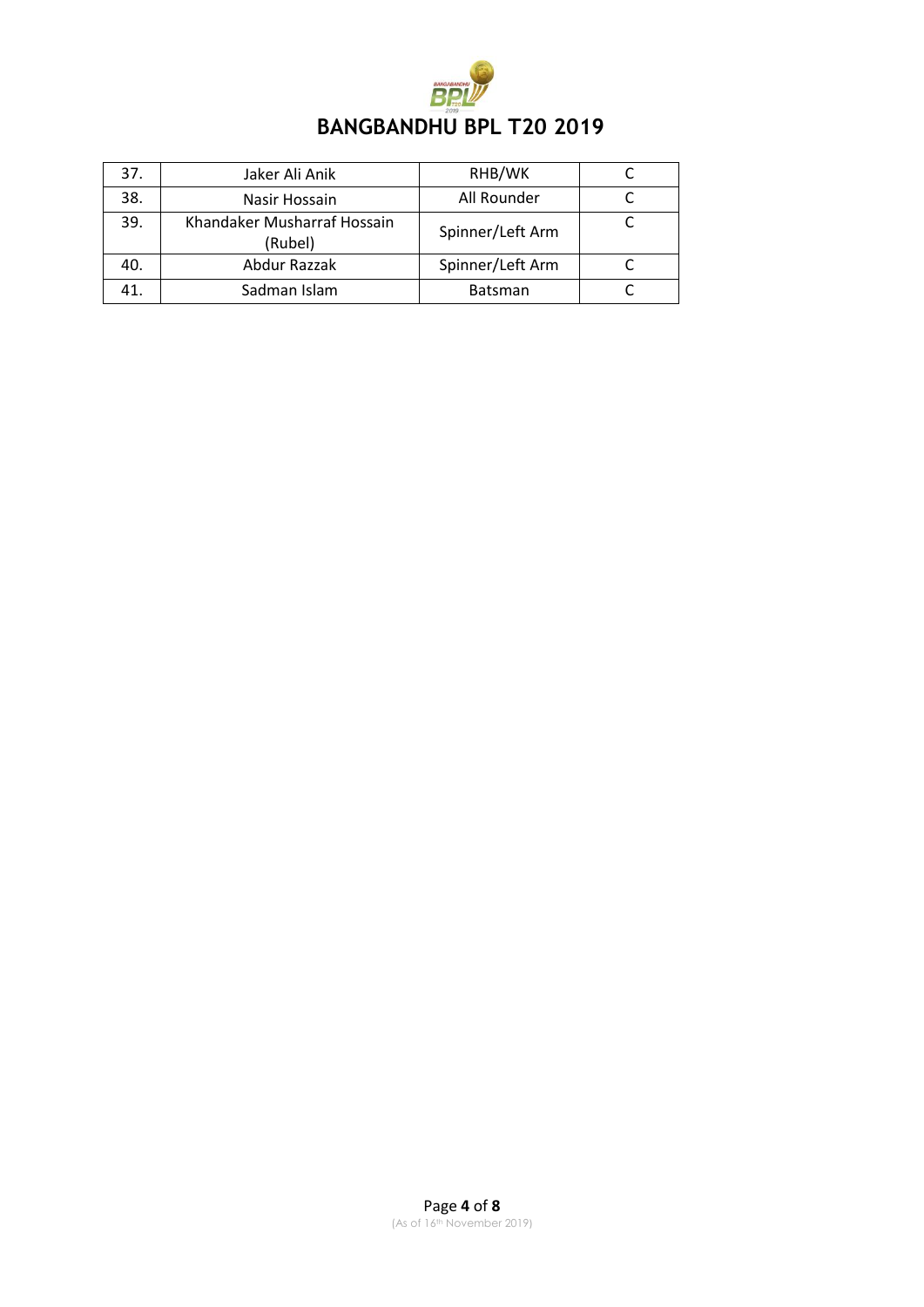# BANGBANDHU BPL T20 2019

| | | | |
|---|---|---|---|
| 37. | Jaker Ali Anik | RHB/WK | C |
| 38. | Nasir Hossain | All Rounder | C |
| 39. | Khandaker Musharraf Hossain (Rubel) | Spinner/Left Arm | C |
| 40. | Abdur Razzak | Spinner/Left Arm | C |
| 41. | Sadman Islam | Batsman | C |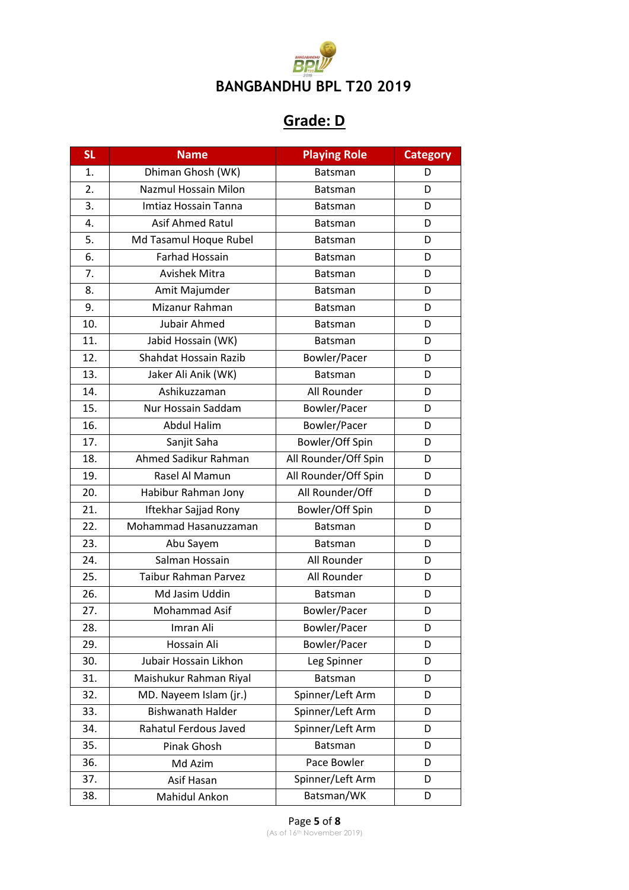# BANGBANDHU BPL T20 2019

## Grade: D

| SL | Name | Playing Role | Category |
|---|---|---|---|
| 1. | Dhiman Ghosh (WK) | Batsman | D |
| 2. | Nazmul Hossain Milon | Batsman | D |
| 3. | Imtiaz Hossain Tanna | Batsman | D |
| 4. | Asif Ahmed Ratul | Batsman | D |
| 5. | Md Tasamul Hoque Rubel | Batsman | D |
| 6. | Farhad Hossain | Batsman | D |
| 7. | Avishek Mitra | Batsman | D |
| 8. | Amit Majumder | Batsman | D |
| 9. | Mizanur Rahman | Batsman | D |
| 10. | Jubair Ahmed | Batsman | D |
| 11. | Jabid Hossain (WK) | Batsman | D |
| 12. | Shahdat Hossain Razib | Bowler/Pacer | D |
| 13. | Jaker Ali Anik (WK) | Batsman | D |
| 14. | Ashikuzzaman | All Rounder | D |
| 15. | Nur Hossain Saddam | Bowler/Pacer | D |
| 16. | Abdul Halim | Bowler/Pacer | D |
| 17. | Sanjit Saha | Bowler/Off Spin | D |
| 18. | Ahmed Sadikur Rahman | All Rounder/Off Spin | D |
| 19. | Rasel Al Mamun | All Rounder/Off Spin | D |
| 20. | Habibur Rahman Jony | All Rounder/Off | D |
| 21. | Iftekhar Sajjad Rony | Bowler/Off Spin | D |
| 22. | Mohammad Hasanuzzaman | Batsman | D |
| 23. | Abu Sayem | Batsman | D |
| 24. | Salman Hossain | All Rounder | D |
| 25. | Taibur Rahman Parvez | All Rounder | D |
| 26. | Md Jasim Uddin | Batsman | D |
| 27. | Mohammad Asif | Bowler/Pacer | D |
| 28. | Imran Ali | Bowler/Pacer | D |
| 29. | Hossain Ali | Bowler/Pacer | D |
| 30. | Jubair Hossain Likhon | Leg Spinner | D |
| 31. | Maishukur Rahman Riyal | Batsman | D |
| 32. | MD. Nayeem Islam (jr.) | Spinner/Left Arm | D |
| 33. | Bishwanath Halder | Spinner/Left Arm | D |
| 34. | Rahatul Ferdous Javed | Spinner/Left Arm | D |
| 35. | Pinak Ghosh | Batsman | D |
| 36. | Md Azim | Pace Bowler | D |
| 37. | Asif Hasan | Spinner/Left Arm | D |
| 38. | Mahidul Ankon | Batsman/WK | D |

(As of 16th November 2019)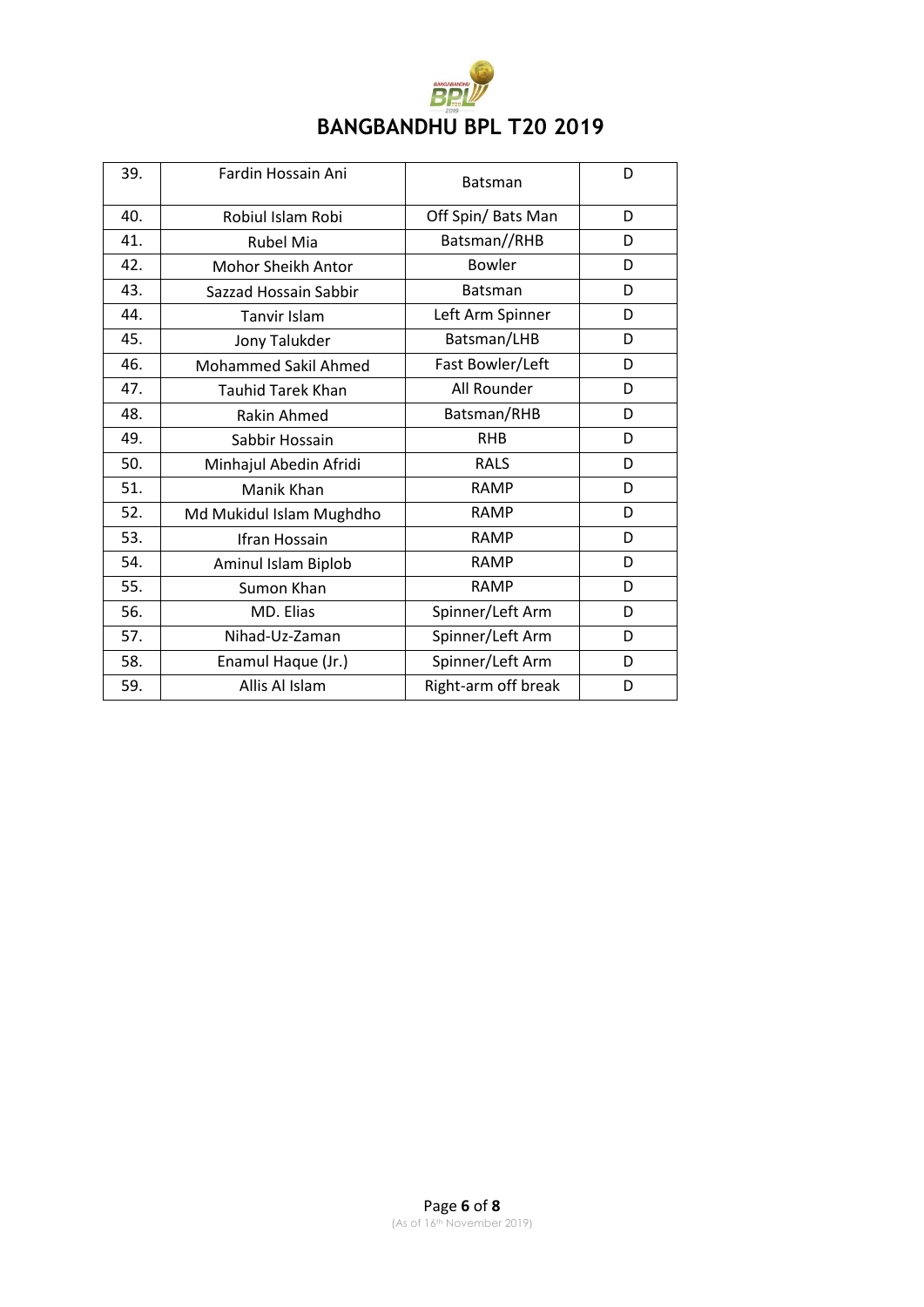# BANGBANDHU BPL T20 2019

| 39. | Fardin Hossain Ani | Batsman | D |
|---|---|---|---|
| 40. | Robiul Islam Robi | Off Spin/ Bats Man | D |
| 41. | Rubel Mia | Batsman//RHB | D |
| 42. | Mohor Sheikh Antor | Bowler | D |
| 43. | Sazzad Hossain Sabbir | Batsman | D |
| 44. | Tanvir Islam | Left Arm Spinner | D |
| 45. | Jony Talukder | Batsman/LHB | D |
| 46. | Mohammed Sakil Ahmed | Fast Bowler/Left | D |
| 47. | Tauhid Tarek Khan | All Rounder | D |
| 48. | Rakin Ahmed | Batsman/RHB | D |
| 49. | Sabbir Hossain | RHB | D |
| 50. | Minhajul Abedin Afridi | RALS | D |
| 51. | Manik Khan | RAMP | D |
| 52. | Md Mukidul Islam Mughdho | RAMP | D |
| 53. | Ifran Hossain | RAMP | D |
| 54. | Aminul Islam Biplob | RAMP | D |
| 55. | Sumon Khan | RAMP | D |
| 56. | MD. Elias | Spinner/Left Arm | D |
| 57. | Nihad-Uz-Zaman | Spinner/Left Arm | D |
| 58. | Enamul Haque (Jr.) | Spinner/Left Arm | D |
| 59. | Allis Al Islam | Right-arm off break | D |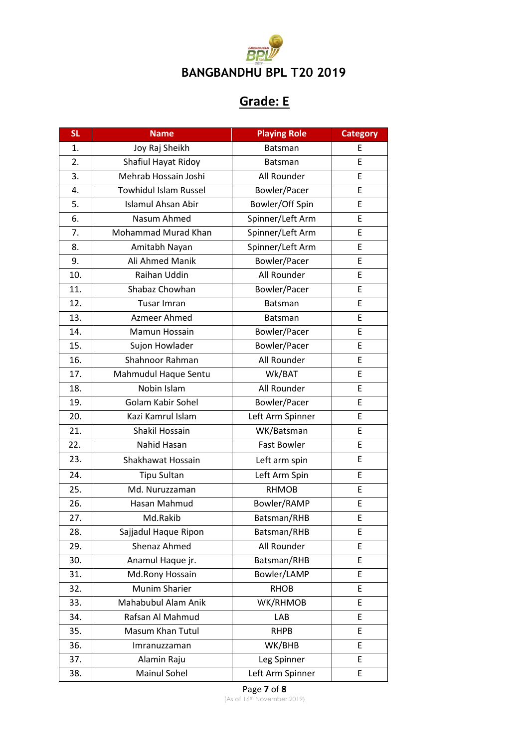# BANGBANDHU BPL T20 2019

## Grade: E

| SL | Name | Playing Role | Category |
|---|---|---|---|
| 1. | Joy Raj Sheikh | Batsman | E |
| 2. | Shafiul Hayat Ridoy | Batsman | E |
| 3. | Mehrab Hossain Joshi | All Rounder | E |
| 4. | Towhidul Islam Russel | Bowler/Pacer | E |
| 5. | Islamul Ahsan Abir | Bowler/Off Spin | E |
| 6. | Nasum Ahmed | Spinner/Left Arm | E |
| 7. | Mohammad Murad Khan | Spinner/Left Arm | E |
| 8. | Amitabh Nayan | Spinner/Left Arm | E |
| 9. | Ali Ahmed Manik | Bowler/Pacer | E |
| 10. | Raihan Uddin | All Rounder | E |
| 11. | Shabaz Chowhan | Bowler/Pacer | E |
| 12. | Tusar Imran | Batsman | E |
| 13. | Azmeer Ahmed | Batsman | E |
| 14. | Mamun Hossain | Bowler/Pacer | E |
| 15. | Sujon Howlader | Bowler/Pacer | E |
| 16. | Shahnoor Rahman | All Rounder | E |
| 17. | Mahmudul Haque Sentu | Wk/BAT | E |
| 18. | Nobin Islam | All Rounder | E |
| 19. | Golam Kabir Sohel | Bowler/Pacer | E |
| 20. | Kazi Kamrul Islam | Left Arm Spinner | E |
| 21. | Shakil Hossain | WK/Batsman | E |
| 22. | Nahid Hasan | Fast Bowler | E |
| 23. | Shakhawat Hossain | Left arm spin | E |
| 24. | Tipu Sultan | Left Arm Spin | E |
| 25. | Md. Nuruzzaman | RHMOB | E |
| 26. | Hasan Mahmud | Bowler/RAMP | E |
| 27. | Md.Rakib | Batsman/RHB | E |
| 28. | Sajjadul Haque Ripon | Batsman/RHB | E |
| 29. | Shenaz Ahmed | All Rounder | E |
| 30. | Anamul Haque jr. | Batsman/RHB | E |
| 31. | Md.Rony Hossain | Bowler/LAMP | E |
| 32. | Munim Sharier | RHOB | E |
| 33. | Mahabubul Alam Anik | WK/RHMOB | E |
| 34. | Rafsan Al Mahmud | LAB | E |
| 35. | Masum Khan Tutul | RHPB | E |
| 36. | Imranuzzaman | WK/BHB | E |
| 37. | Alamin Raju | Leg Spinner | E |
| 38. | Mainul Sohel | Left Arm Spinner | E |

(As of 16th November 2019)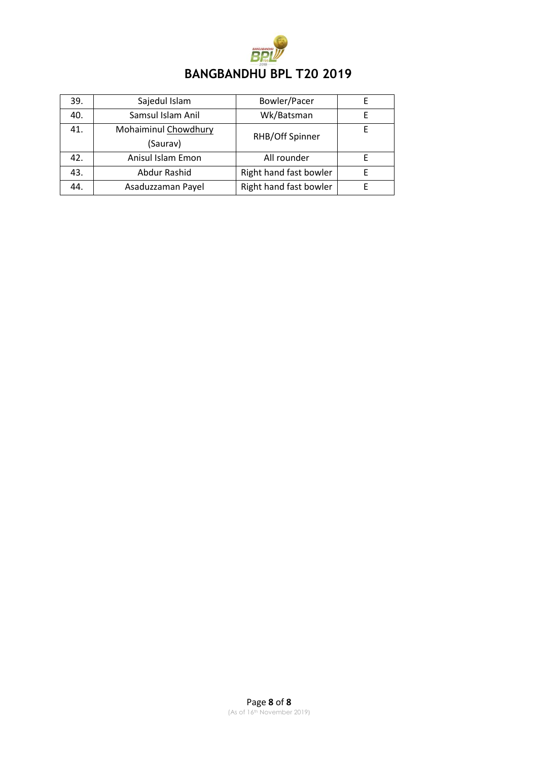# BANGBANDHU BPL T20 2019

| | | | |
|---|---|---|---|
| 39. | Sajedul Islam | Bowler/Pacer | E |
| 40. | Samsul Islam Anil | Wk/Batsman | E |
| 41. | Mohaiminul Chowdhury (Saurav) | RHB/Off Spinner | E |
| 42. | Anisul Islam Emon | All rounder | E |
| 43. | Abdur Rashid | Right hand fast bowler | E |
| 44. | Asaduzzaman Payel | Right hand fast bowler | E |

(As of 16th November 2019)